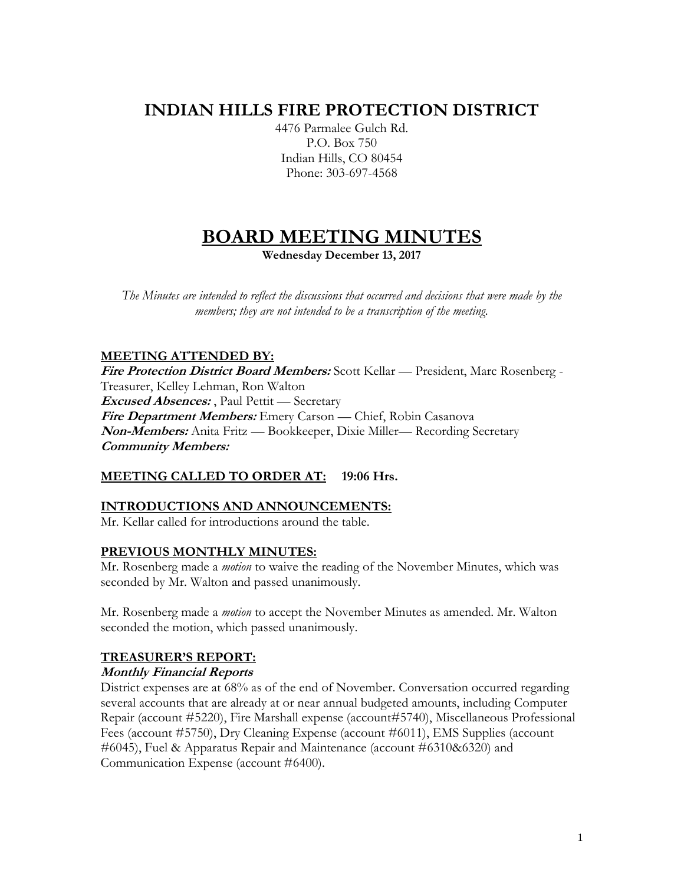# INDIAN HILLS FIRE PROTECTION DISTRICT

4476 Parmalee Gulch Rd.
P.O. Box 750
Indian Hills, CO 80454
Phone: 303-697-4568

# BOARD MEETING MINUTES

**Wednesday December 13, 2017**

*The Minutes are intended to reflect the discussions that occurred and decisions that were made by the members; they are not intended to be a transcription of the meeting.*

## MEETING ATTENDED BY:

***Fire Protection District Board Members:*** Scott Kellar — President, Marc Rosenberg - Treasurer, Kelley Lehman, Ron Walton
***Excused Absences:*** , Paul Pettit — Secretary
***Fire Department Members:*** Emery Carson — Chief, Robin Casanova
***Non-Members:*** Anita Fritz — Bookkeeper, Dixie Miller— Recording Secretary
***Community Members:***

## MEETING CALLED TO ORDER AT: 19:06 Hrs.

## INTRODUCTIONS AND ANNOUNCEMENTS:

Mr. Kellar called for introductions around the table.

## PREVIOUS MONTHLY MINUTES:

Mr. Rosenberg made a *motion* to waive the reading of the November Minutes, which was seconded by Mr. Walton and passed unanimously.

Mr. Rosenberg made a *motion* to accept the November Minutes as amended. Mr. Walton seconded the motion, which passed unanimously.

## TREASURER'S REPORT:

### *Monthly Financial Reports*

District expenses are at 68% as of the end of November. Conversation occurred regarding several accounts that are already at or near annual budgeted amounts, including Computer Repair (account #5220), Fire Marshall expense (account#5740), Miscellaneous Professional Fees (account #5750), Dry Cleaning Expense (account #6011), EMS Supplies (account #6045), Fuel & Apparatus Repair and Maintenance (account #6310&6320) and Communication Expense (account #6400).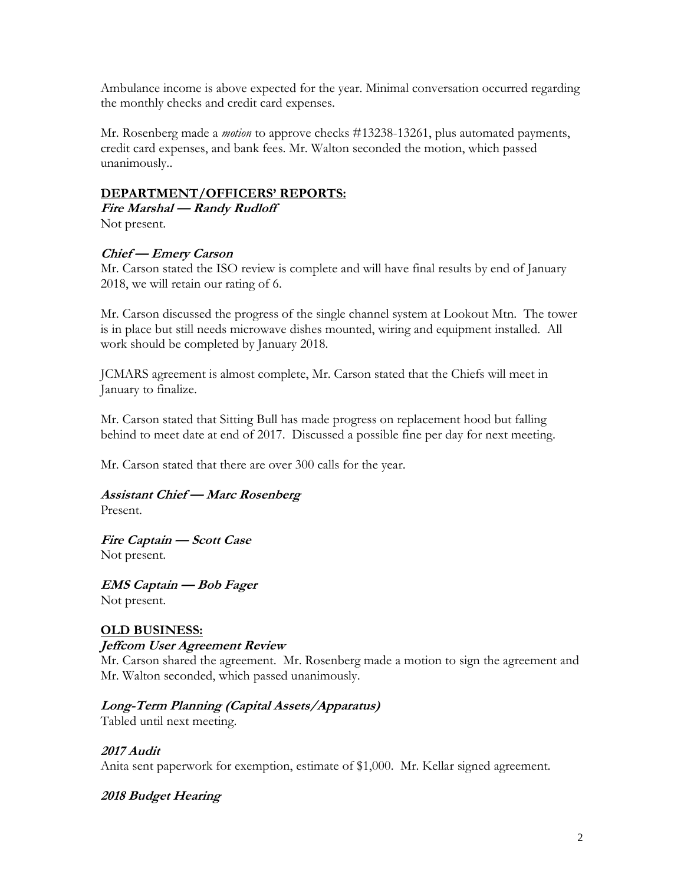Ambulance income is above expected for the year. Minimal conversation occurred regarding the monthly checks and credit card expenses.

Mr. Rosenberg made a *motion* to approve checks #13238-13261, plus automated payments, credit card expenses, and bank fees. Mr. Walton seconded the motion, which passed unanimously..

## DEPARTMENT/OFFICERS' REPORTS:

***Fire Marshal — Randy Rudloff***
Not present.

***Chief — Emery Carson***
Mr. Carson stated the ISO review is complete and will have final results by end of January 2018, we will retain our rating of 6.

Mr. Carson discussed the progress of the single channel system at Lookout Mtn. The tower is in place but still needs microwave dishes mounted, wiring and equipment installed. All work should be completed by January 2018.

JCMARS agreement is almost complete, Mr. Carson stated that the Chiefs will meet in January to finalize.

Mr. Carson stated that Sitting Bull has made progress on replacement hood but falling behind to meet date at end of 2017. Discussed a possible fine per day for next meeting.

Mr. Carson stated that there are over 300 calls for the year.

***Assistant Chief — Marc Rosenberg***
Present.

***Fire Captain — Scott Case***
Not present.

***EMS Captain — Bob Fager***
Not present.

## OLD BUSINESS:

***Jeffcom User Agreement Review***
Mr. Carson shared the agreement. Mr. Rosenberg made a motion to sign the agreement and Mr. Walton seconded, which passed unanimously.

***Long-Term Planning (Capital Assets/Apparatus)***
Tabled until next meeting.

***2017 Audit***
Anita sent paperwork for exemption, estimate of $1,000. Mr. Kellar signed agreement.

***2018 Budget Hearing***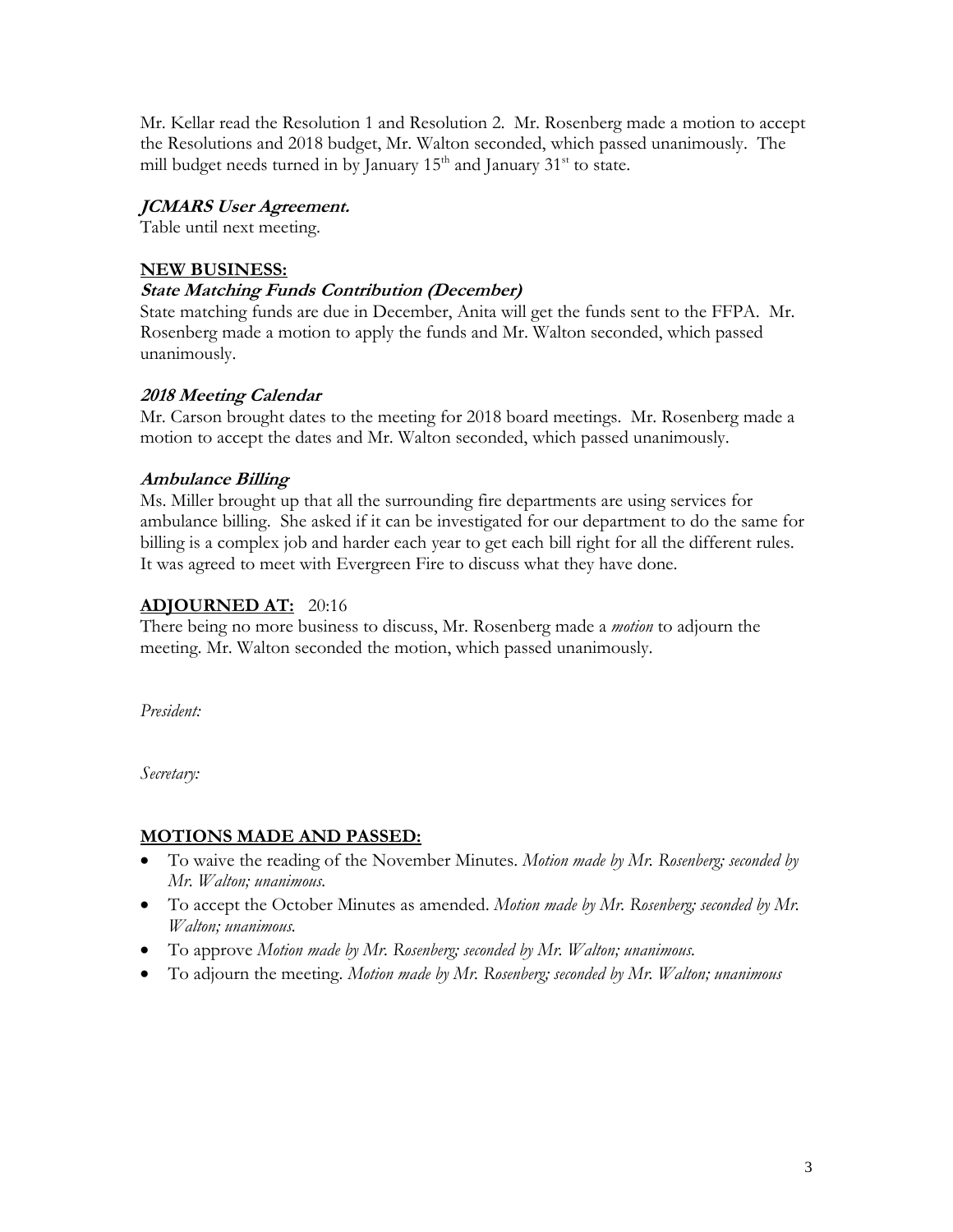Mr. Kellar read the Resolution 1 and Resolution 2. Mr. Rosenberg made a motion to accept the Resolutions and 2018 budget, Mr. Walton seconded, which passed unanimously. The mill budget needs turned in by January 15th and January 31st to state.

### *JCMARS User Agreement.*

Table until next meeting.

## NEW BUSINESS:

### *State Matching Funds Contribution (December)*

State matching funds are due in December, Anita will get the funds sent to the FFPA. Mr. Rosenberg made a motion to apply the funds and Mr. Walton seconded, which passed unanimously.

### *2018 Meeting Calendar*

Mr. Carson brought dates to the meeting for 2018 board meetings. Mr. Rosenberg made a motion to accept the dates and Mr. Walton seconded, which passed unanimously.

### *Ambulance Billing*

Ms. Miller brought up that all the surrounding fire departments are using services for ambulance billing. She asked if it can be investigated for our department to do the same for billing is a complex job and harder each year to get each bill right for all the different rules. It was agreed to meet with Evergreen Fire to discuss what they have done.

## ADJOURNED AT: 20:16

There being no more business to discuss, Mr. Rosenberg made a *motion* to adjourn the meeting. Mr. Walton seconded the motion, which passed unanimously.

*President:*

*Secretary:*

## MOTIONS MADE AND PASSED:

- To waive the reading of the November Minutes. *Motion made by Mr. Rosenberg; seconded by Mr. Walton; unanimous.*
- To accept the October Minutes as amended. *Motion made by Mr. Rosenberg; seconded by Mr. Walton; unanimous.*
- To approve *Motion made by Mr. Rosenberg; seconded by Mr. Walton; unanimous.*
- To adjourn the meeting. *Motion made by Mr. Rosenberg; seconded by Mr. Walton; unanimous*